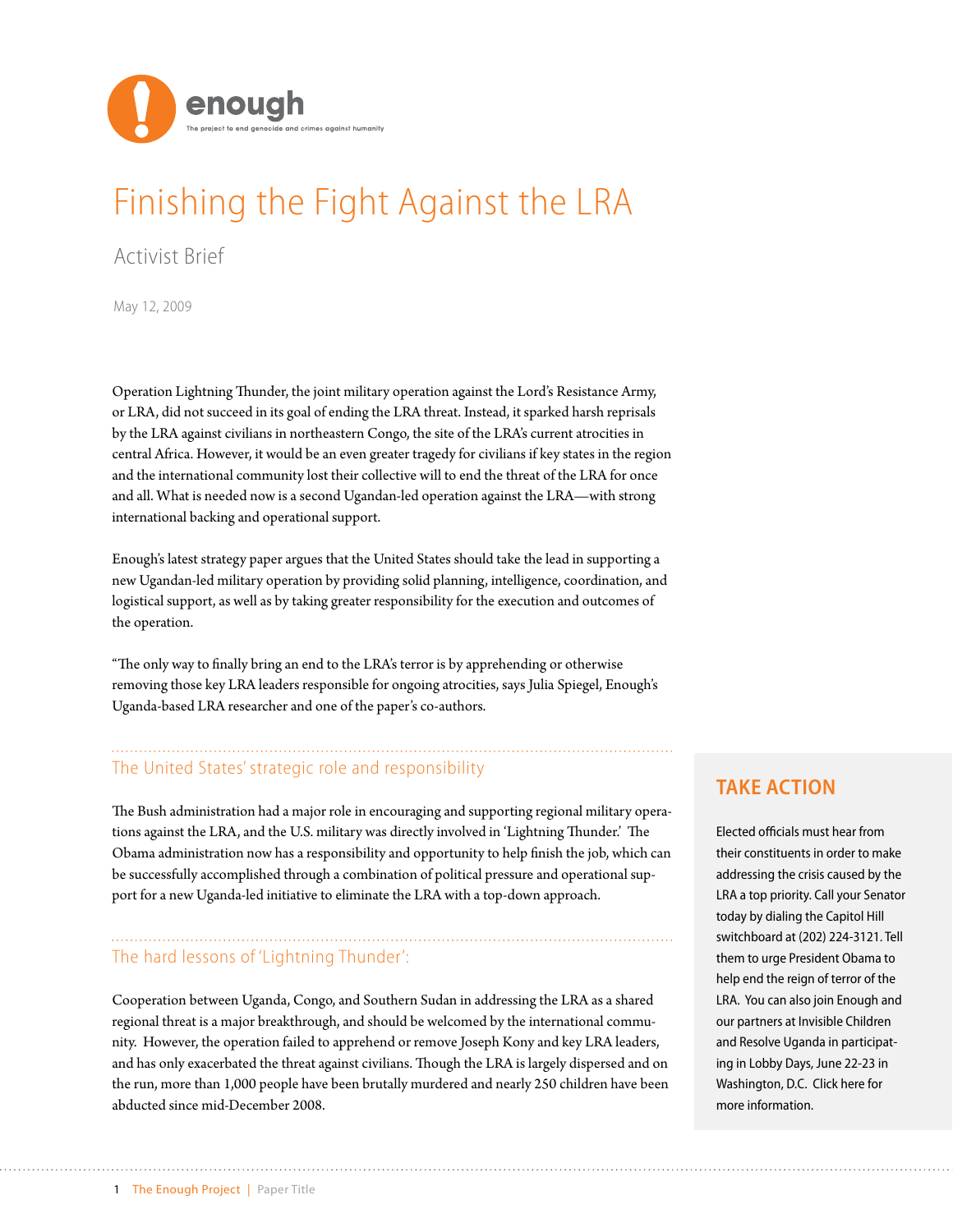enough

The project to end genocide and crimes against humanity

# Finishing the Fight Against the LRA

Activist Brief

May 12, 2009

Operation Lightning Thunder, the joint military operation against the Lord's Resistance Army, or LRA, did not succeed in its goal of ending the LRA threat. Instead, it sparked harsh reprisals by the LRA against civilians in northeastern Congo, the site of the LRA's current atrocities in central Africa. However, it would be an even greater tragedy for civilians if key states in the region and the international community lost their collective will to end the threat of the LRA for once and all. What is needed now is a second Ugandan-led operation against the LRA—with strong international backing and operational support.

Enough's latest strategy paper argues that the United States should take the lead in supporting a new Ugandan-led military operation by providing solid planning, intelligence, coordination, and logistical support, as well as by taking greater responsibility for the execution and outcomes of the operation.

"The only way to finally bring an end to the LRA's terror is by apprehending or otherwise removing those key LRA leaders responsible for ongoing atrocities, says Julia Spiegel, Enough's Uganda-based LRA researcher and one of the paper's co-authors.

## The United States' strategic role and responsibility

The Bush administration had a major role in encouraging and supporting regional military operations against the LRA, and the U.S. military was directly involved in 'Lightning Thunder.' The Obama administration now has a responsibility and opportunity to help finish the job, which can be successfully accomplished through a combination of political pressure and operational support for a new Uganda-led initiative to eliminate the LRA with a top-down approach.

## The hard lessons of 'Lightning Thunder':

Cooperation between Uganda, Congo, and Southern Sudan in addressing the LRA as a shared regional threat is a major breakthrough, and should be welcomed by the international community. However, the operation failed to apprehend or remove Joseph Kony and key LRA leaders, and has only exacerbated the threat against civilians. Though the LRA is largely dispersed and on the run, more than 1,000 people have been brutally murdered and nearly 250 children have been abducted since mid-December 2008.

## TAKE ACTION

Elected officials must hear from their constituents in order to make addressing the crisis caused by the LRA a top priority. Call your Senator today by dialing the Capitol Hill switchboard at (202) 224-3121. Tell them to urge President Obama to help end the reign of terror of the LRA. You can also join Enough and our partners at Invisible Children and Resolve Uganda in participating in Lobby Days, June 22-23 in Washington, D.C. Click here for more information.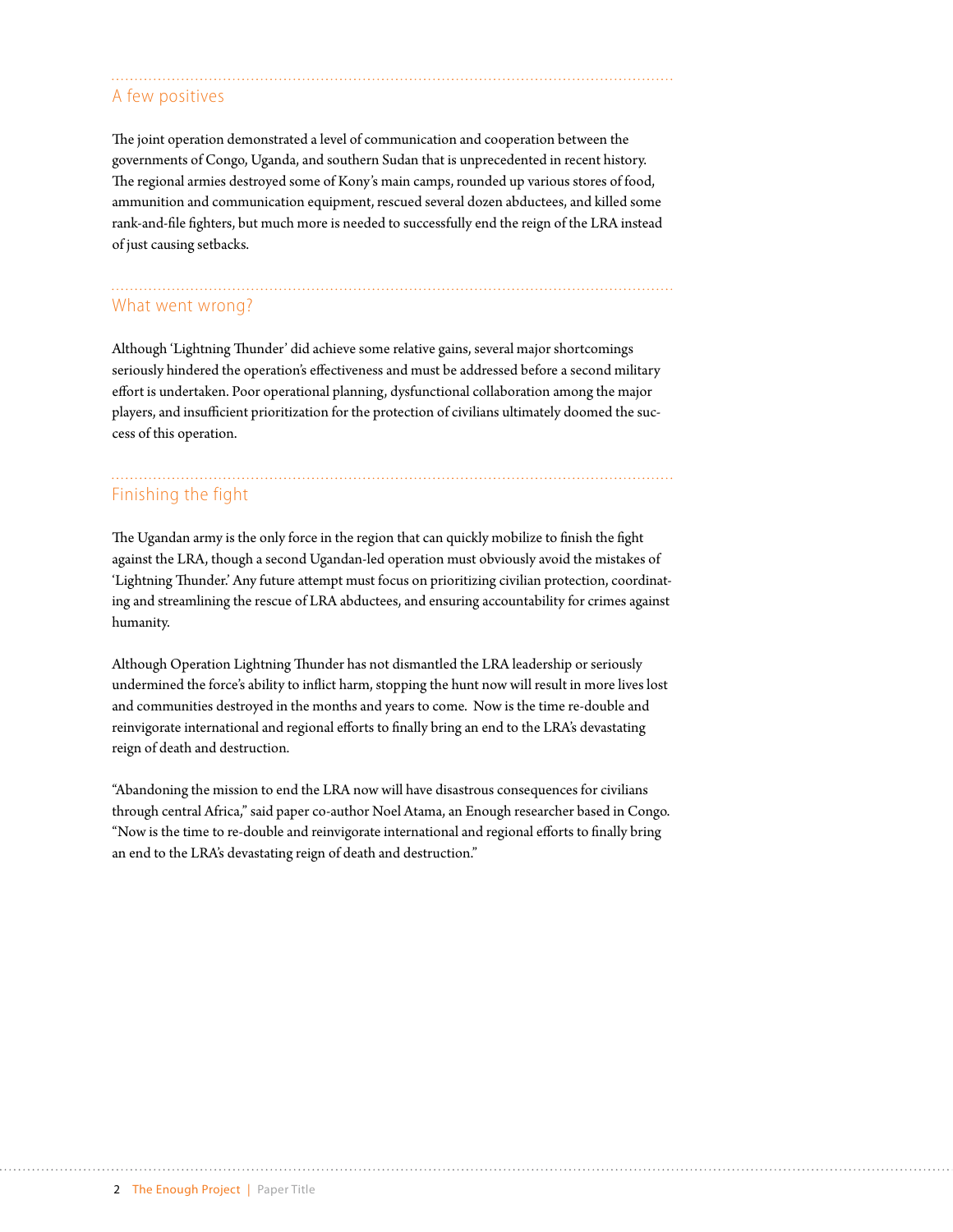## A few positives

The joint operation demonstrated a level of communication and cooperation between the governments of Congo, Uganda, and southern Sudan that is unprecedented in recent history. The regional armies destroyed some of Kony's main camps, rounded up various stores of food, ammunition and communication equipment, rescued several dozen abductees, and killed some rank-and-file fighters, but much more is needed to successfully end the reign of the LRA instead of just causing setbacks.

## What went wrong?

Although 'Lightning Thunder' did achieve some relative gains, several major shortcomings seriously hindered the operation's effectiveness and must be addressed before a second military effort is undertaken. Poor operational planning, dysfunctional collaboration among the major players, and insufficient prioritization for the protection of civilians ultimately doomed the success of this operation.

## Finishing the fight

The Ugandan army is the only force in the region that can quickly mobilize to finish the fight against the LRA, though a second Ugandan-led operation must obviously avoid the mistakes of 'Lightning Thunder.' Any future attempt must focus on prioritizing civilian protection, coordinating and streamlining the rescue of LRA abductees, and ensuring accountability for crimes against humanity.

Although Operation Lightning Thunder has not dismantled the LRA leadership or seriously undermined the force's ability to inflict harm, stopping the hunt now will result in more lives lost and communities destroyed in the months and years to come. Now is the time re-double and reinvigorate international and regional efforts to finally bring an end to the LRA's devastating reign of death and destruction.

"Abandoning the mission to end the LRA now will have disastrous consequences for civilians through central Africa," said paper co-author Noel Atama, an Enough researcher based in Congo. "Now is the time to re-double and reinvigorate international and regional efforts to finally bring an end to the LRA's devastating reign of death and destruction."